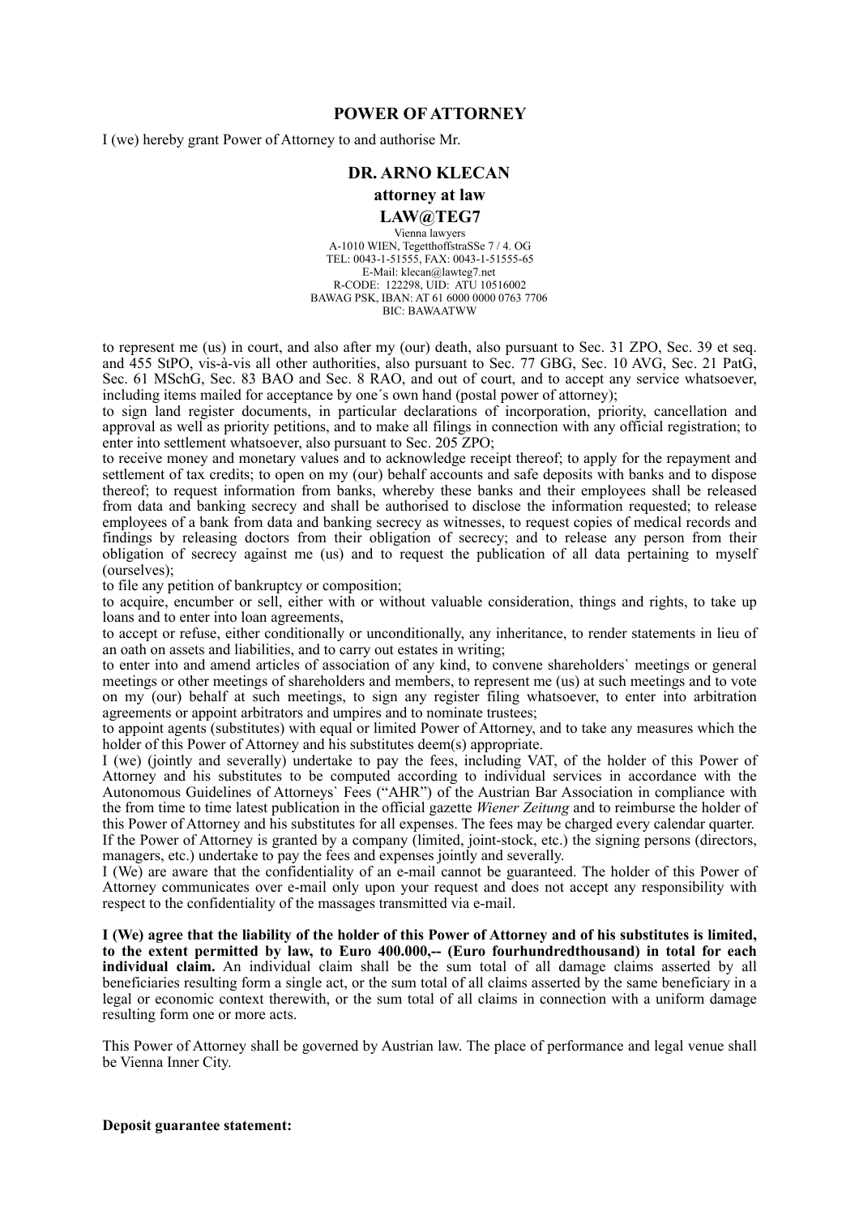# POWER OF ATTORNEY

I (we) hereby grant Power of Attorney to and authorise Mr.

**DR. ARNO KLECAN**

**attorney at law**

**LAW@TEG7**

Vienna lawyers
A-1010 WIEN, TegetthoffstraSSe 7 / 4. OG
TEL: 0043-1-51555, FAX: 0043-1-51555-65
E-Mail: klecan@lawteg7.net
R-CODE: 122298, UID: ATU 10516002
BAWAG PSK, IBAN: AT 61 6000 0000 0763 7706
BIC: BAWAATWW

to represent me (us) in court, and also after my (our) death, also pursuant to Sec. 31 ZPO, Sec. 39 et seq. and 455 StPO, vis-à-vis all other authorities, also pursuant to Sec. 77 GBG, Sec. 10 AVG, Sec. 21 PatG, Sec. 61 MSchG, Sec. 83 BAO and Sec. 8 RAO, and out of court, and to accept any service whatsoever, including items mailed for acceptance by one´s own hand (postal power of attorney);

to sign land register documents, in particular declarations of incorporation, priority, cancellation and approval as well as priority petitions, and to make all filings in connection with any official registration; to enter into settlement whatsoever, also pursuant to Sec. 205 ZPO;

to receive money and monetary values and to acknowledge receipt thereof; to apply for the repayment and settlement of tax credits; to open on my (our) behalf accounts and safe deposits with banks and to dispose thereof; to request information from banks, whereby these banks and their employees shall be released from data and banking secrecy and shall be authorised to disclose the information requested; to release employees of a bank from data and banking secrecy as witnesses, to request copies of medical records and findings by releasing doctors from their obligation of secrecy; and to release any person from their obligation of secrecy against me (us) and to request the publication of all data pertaining to myself (ourselves);

to file any petition of bankruptcy or composition;

to acquire, encumber or sell, either with or without valuable consideration, things and rights, to take up loans and to enter into loan agreements,

to accept or refuse, either conditionally or unconditionally, any inheritance, to render statements in lieu of an oath on assets and liabilities, and to carry out estates in writing;

to enter into and amend articles of association of any kind, to convene shareholders` meetings or general meetings or other meetings of shareholders and members, to represent me (us) at such meetings and to vote on my (our) behalf at such meetings, to sign any register filing whatsoever, to enter into arbitration agreements or appoint arbitrators and umpires and to nominate trustees;

to appoint agents (substitutes) with equal or limited Power of Attorney, and to take any measures which the holder of this Power of Attorney and his substitutes deem(s) appropriate.

I (we) (jointly and severally) undertake to pay the fees, including VAT, of the holder of this Power of Attorney and his substitutes to be computed according to individual services in accordance with the Autonomous Guidelines of Attorneys` Fees ("AHR") of the Austrian Bar Association in compliance with the from time to time latest publication in the official gazette *Wiener Zeitung* and to reimburse the holder of this Power of Attorney and his substitutes for all expenses. The fees may be charged every calendar quarter.

If the Power of Attorney is granted by a company (limited, joint-stock, etc.) the signing persons (directors, managers, etc.) undertake to pay the fees and expenses jointly and severally.

I (We) are aware that the confidentiality of an e-mail cannot be guaranteed. The holder of this Power of Attorney communicates over e-mail only upon your request and does not accept any responsibility with respect to the confidentiality of the massages transmitted via e-mail.

**I (We) agree that the liability of the holder of this Power of Attorney and of his substitutes is limited, to the extent permitted by law, to Euro 400.000,-- (Euro fourhundredthousand) in total for each individual claim.** An individual claim shall be the sum total of all damage claims asserted by all beneficiaries resulting form a single act, or the sum total of all claims asserted by the same beneficiary in a legal or economic context therewith, or the sum total of all claims in connection with a uniform damage resulting form one or more acts.

This Power of Attorney shall be governed by Austrian law. The place of performance and legal venue shall be Vienna Inner City.

**Deposit guarantee statement:**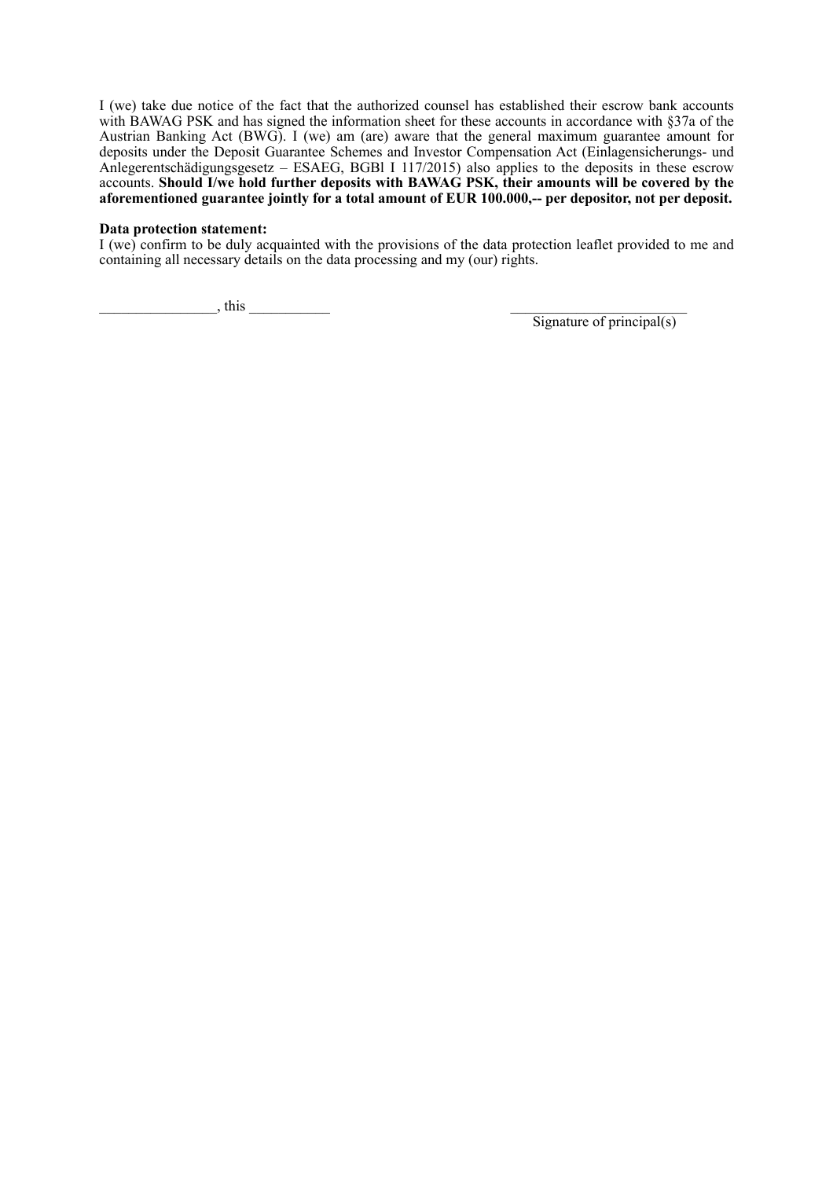I (we) take due notice of the fact that the authorized counsel has established their escrow bank accounts with BAWAG PSK and has signed the information sheet for these accounts in accordance with §37a of the Austrian Banking Act (BWG). I (we) am (are) aware that the general maximum guarantee amount for deposits under the Deposit Guarantee Schemes and Investor Compensation Act (Einlagensicherungs- und Anlegerentschädigungsgesetz – ESAEG, BGBl I 117/2015) also applies to the deposits in these escrow accounts. **Should I/we hold further deposits with BAWAG PSK, their amounts will be covered by the aforementioned guarantee jointly for a total amount of EUR 100.000,-- per depositor, not per deposit.**

**Data protection statement:**
I (we) confirm to be duly acquainted with the provisions of the data protection leaflet provided to me and containing all necessary details on the data processing and my (our) rights.

________________, this ___________

________________________
Signature of principal(s)